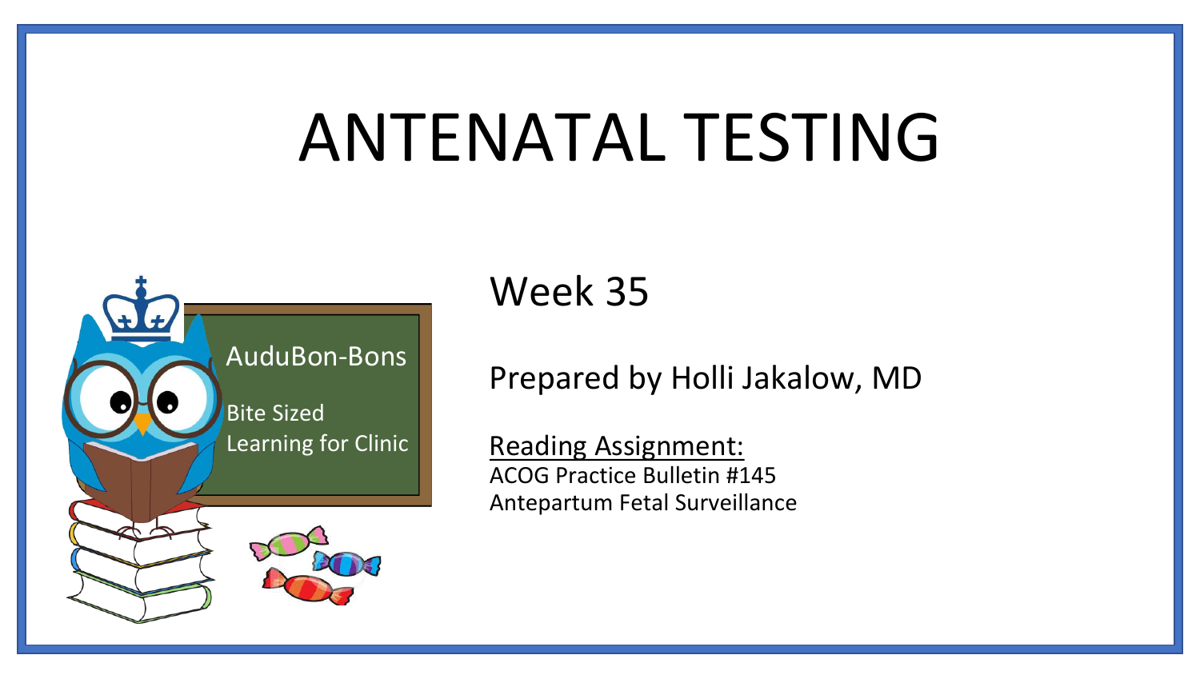# ANTENATAL TESTING

AuduBon-Bons

Bite Sized Learning for Clinic

## Week 35

Prepared by Holli Jakalow, MD

<u>Reading Assignment:</u>
ACOG Practice Bulletin #145
Antepartum Fetal Surveillance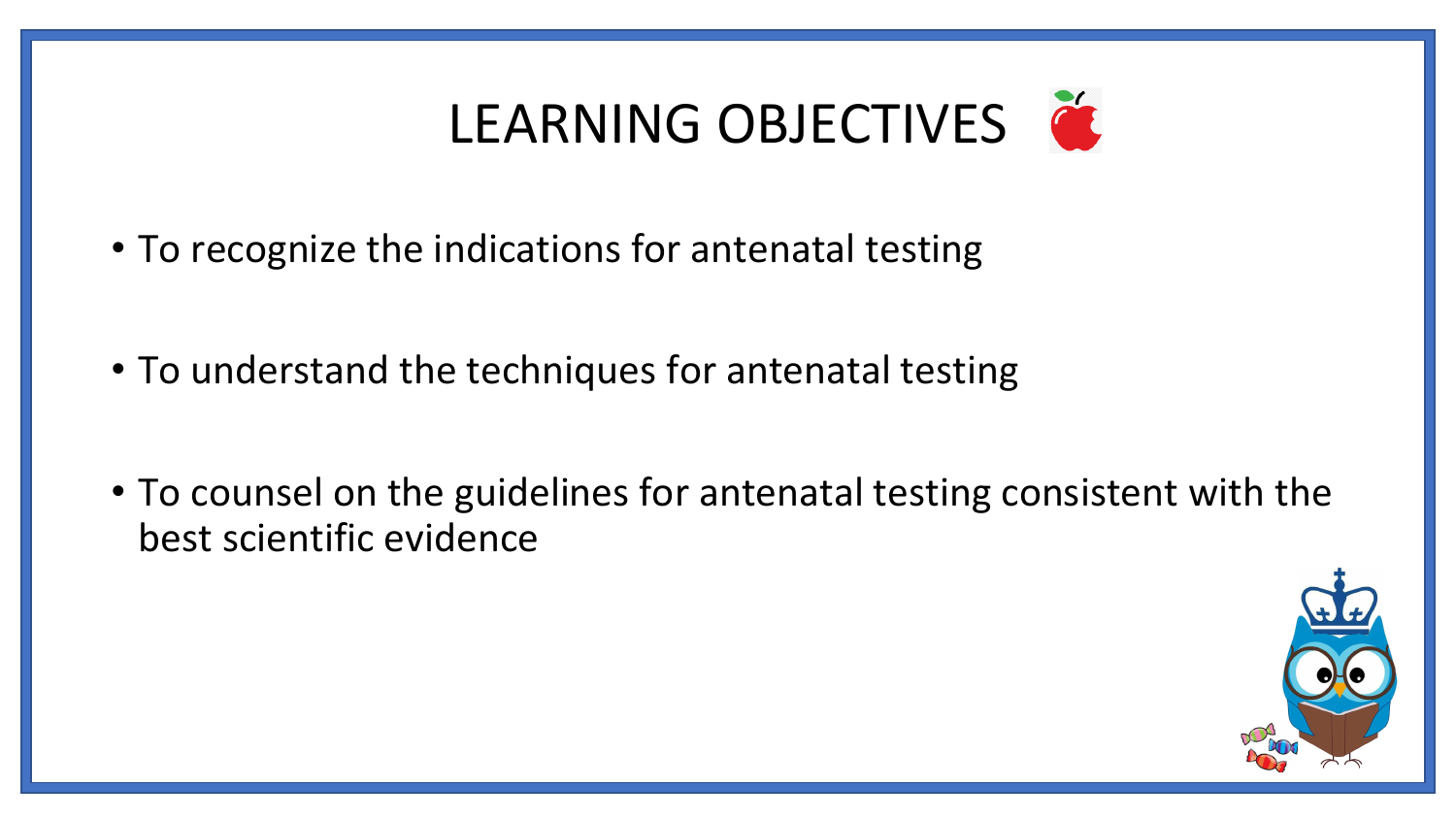# LEARNING OBJECTIVES

- To recognize the indications for antenatal testing
- To understand the techniques for antenatal testing
- To counsel on the guidelines for antenatal testing consistent with the best scientific evidence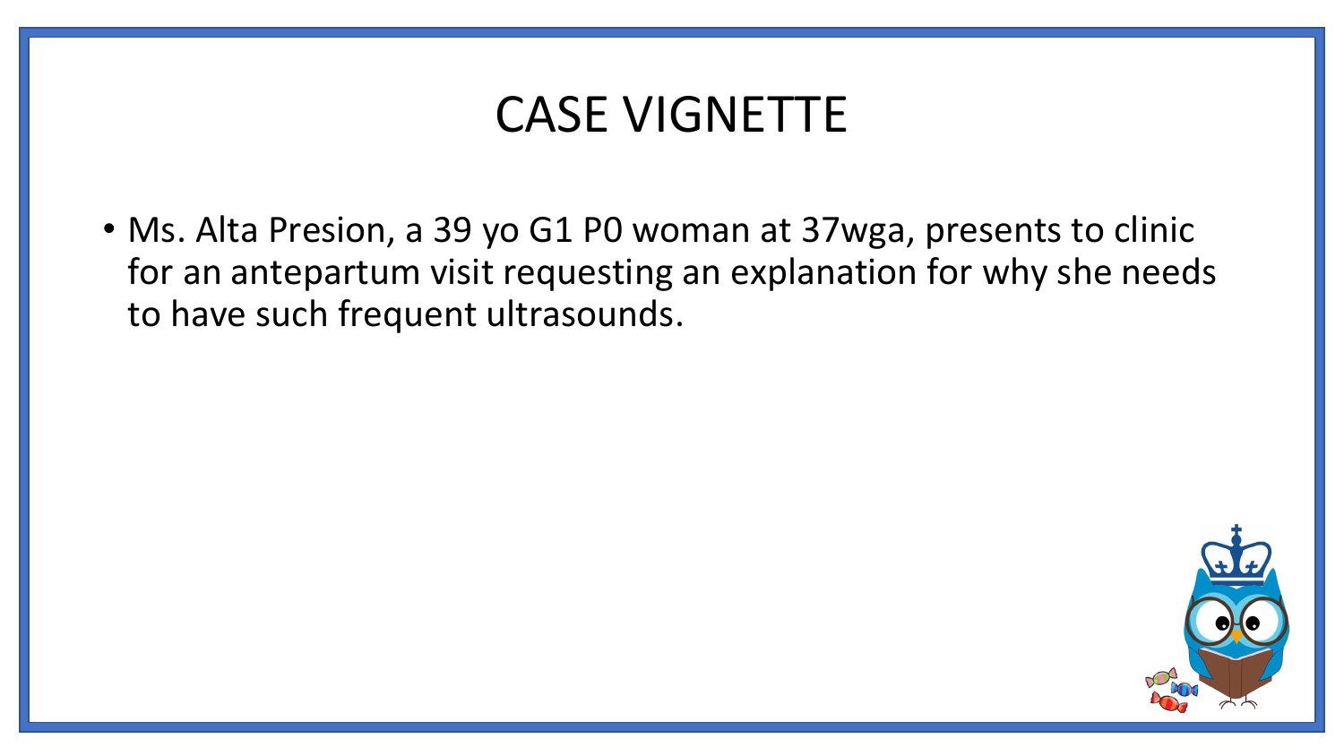# CASE VIGNETTE

- Ms. Alta Presion, a 39 yo G1 P0 woman at 37wga, presents to clinic for an antepartum visit requesting an explanation for why she needs to have such frequent ultrasounds.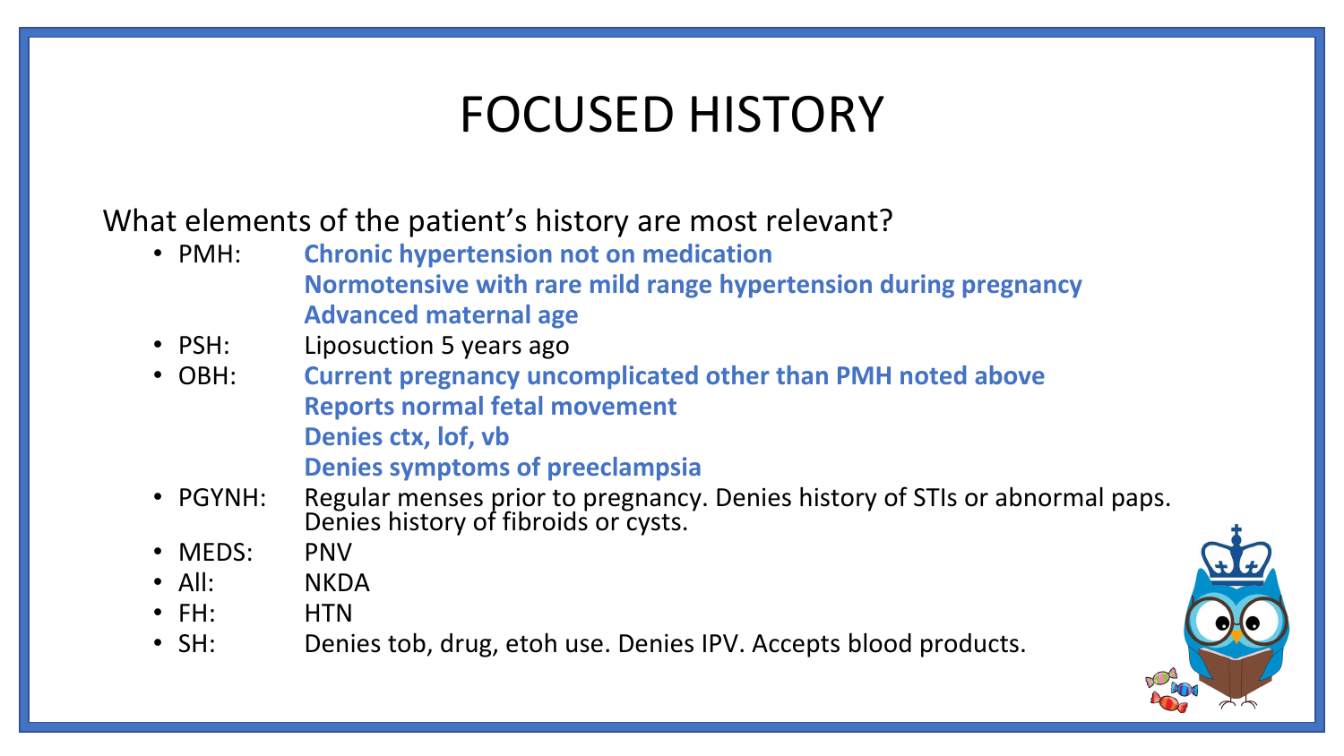# FOCUSED HISTORY

What elements of the patient's history are most relevant?

- PMH: **Chronic hypertension not on medication**
  **Normotensive with rare mild range hypertension during pregnancy**
  **Advanced maternal age**
- PSH: Liposuction 5 years ago
- OBH: **Current pregnancy uncomplicated other than PMH noted above**
  **Reports normal fetal movement**
  **Denies ctx, lof, vb**
  **Denies symptoms of preeclampsia**
- PGYNH: Regular menses prior to pregnancy. Denies history of STIs or abnormal paps. Denies history of fibroids or cysts.
- MEDS: PNV
- All: NKDA
- FH: HTN
- SH: Denies tob, drug, etoh use. Denies IPV. Accepts blood products.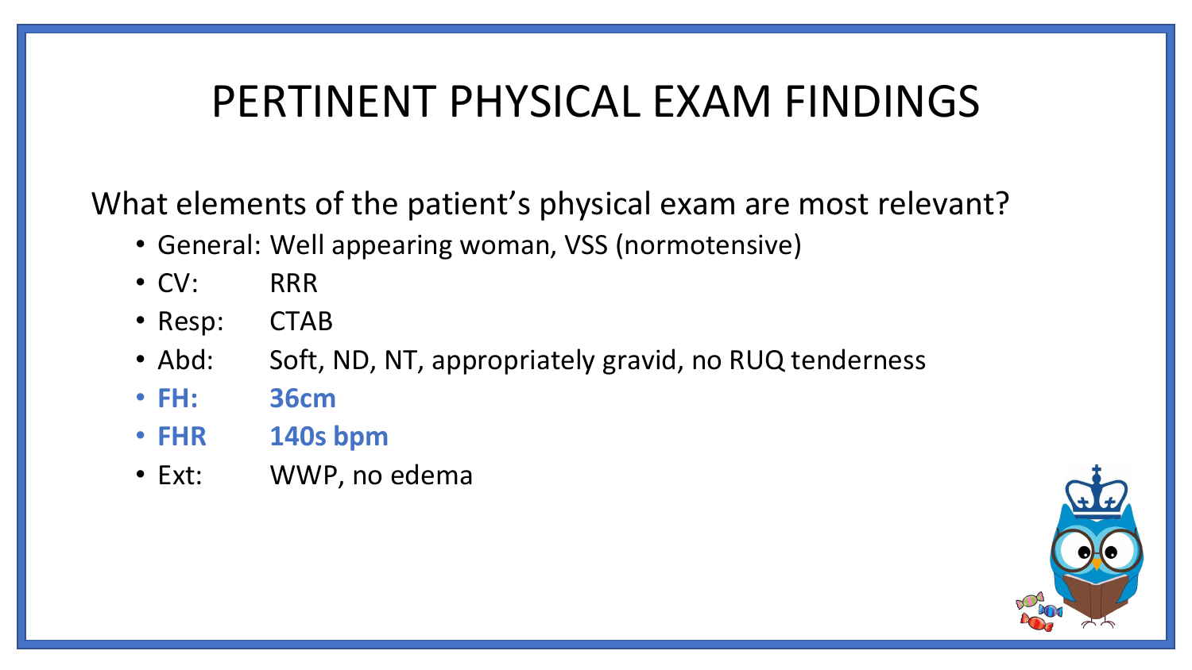# PERTINENT PHYSICAL EXAM FINDINGS

What elements of the patient's physical exam are most relevant?

- General: Well appearing woman, VSS (normotensive)
- CV: RRR
- Resp: CTAB
- Abd: Soft, ND, NT, appropriately gravid, no RUQ tenderness
- **FH: 36cm**
- **FHR 140s bpm**
- Ext: WWP, no edema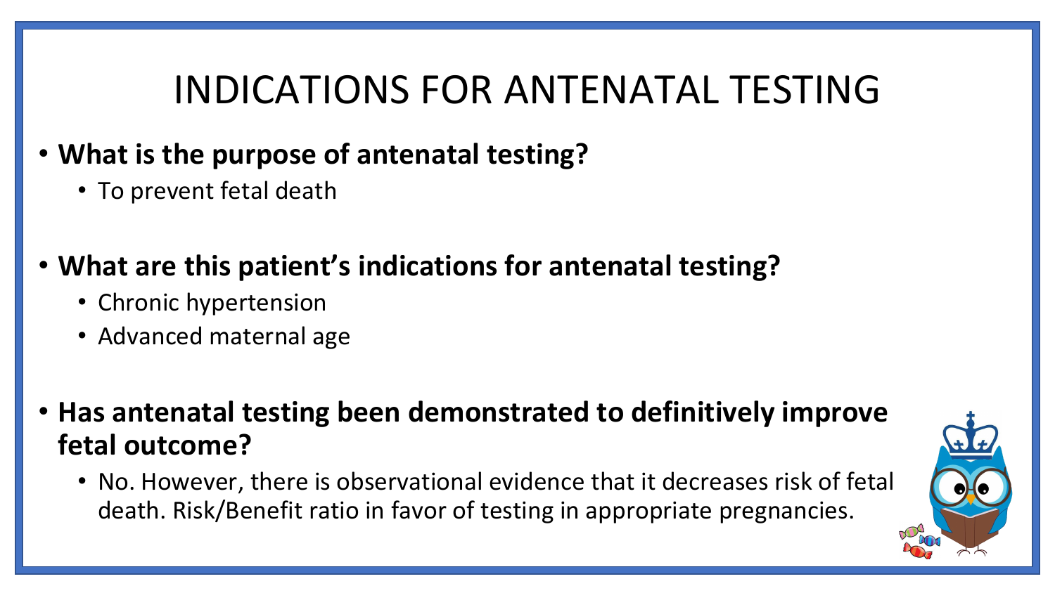# INDICATIONS FOR ANTENATAL TESTING

- **What is the purpose of antenatal testing?**
  - To prevent fetal death

- **What are this patient's indications for antenatal testing?**
  - Chronic hypertension
  - Advanced maternal age

- **Has antenatal testing been demonstrated to definitively improve fetal outcome?**
  - No. However, there is observational evidence that it decreases risk of fetal death. Risk/Benefit ratio in favor of testing in appropriate pregnancies.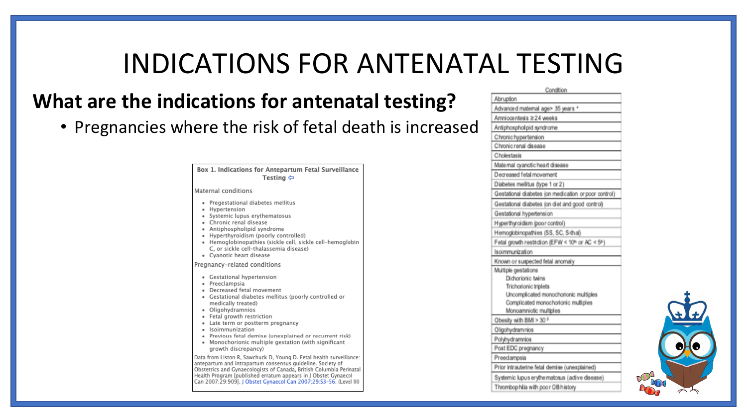# INDICATIONS FOR ANTENATAL TESTING

## What are the indications for antenatal testing?

- Pregnancies where the risk of fetal death is increased

**Box 1. Indications for Antepartum Fetal Surveillance Testing**

Maternal conditions

- Pregestational diabetes mellitus
- Hypertension
- Systemic lupus erythematosus
- Chronic renal disease
- Antiphospholipid syndrome
- Hyperthyroidism (poorly controlled)
- Hemoglobinopathies (sickle cell, sickle cell–hemoglobin C, or sickle cell–thalassemia disease)
- Cyanotic heart disease

Pregnancy-related conditions

- Gestational hypertension
- Preeclampsia
- Decreased fetal movement
- Gestational diabetes mellitus (poorly controlled or medically treated)
- Oligohydramnios
- Fetal growth restriction
- Late term or postterm pregnancy
- Isoimmunization
- Previous fetal demise (unexplained or recurrent risk)
- Monochorionic multiple gestation (with significant growth discrepancy)

Data from Liston R, Sawchuck D, Young D. Fetal health surveillance: antepartum and intrapartum consensus guideline. Society of Obstetrics and Gynaecologists of Canada, British Columbia Perinatal Health Program [published erratum appears in J Obstet Gynaecol Can 2007;29:909]. J Obstet Gynaecol Can 2007;29:S3–56. (Level III)

| Condition |
| --- |
| Abruption |
| Advanced maternal age> 35 years * |
| Amniocentesis ≥ 24 weeks |
| Antiphospholipid syndrome |
| Chronic hypertension |
| Chronic renal disease |
| Cholestasis |
| Maternal cyanotic heart disease |
| Decreased fetal movement |
| Diabetes mellitus (type 1 or 2) |
| Gestational diabetes (on medication or poor control) |
| Gestational diabetes (on diet and good control) |
| Gestational hypertension |
| Hyperthyroidism (poor control) |
| Hemoglobinopathies (SS, SC, S-thal) |
| Fetal growth restriction (EFW < 10th or AC < 5th) |
| Isoimmunization |
| Known or suspected fetal anomaly |
| Multiple gestations<br>Dichorionic twins<br>Trichorionic triplets<br>Uncomplicated monochorionic multiples<br>Complicated monochorionic multiples<br>Monoamniotic multiples |
| Obesity with BMI > 30 β |
| Oligohydramnios |
| Polyhydramnios |
| Post EDC pregnancy |
| Preeclampsia |
| Prior intrauterine fetal demise (unexplained) |
| Systemic lupus erythematosus (active disease) |
| Thrombophilia with poor OB history |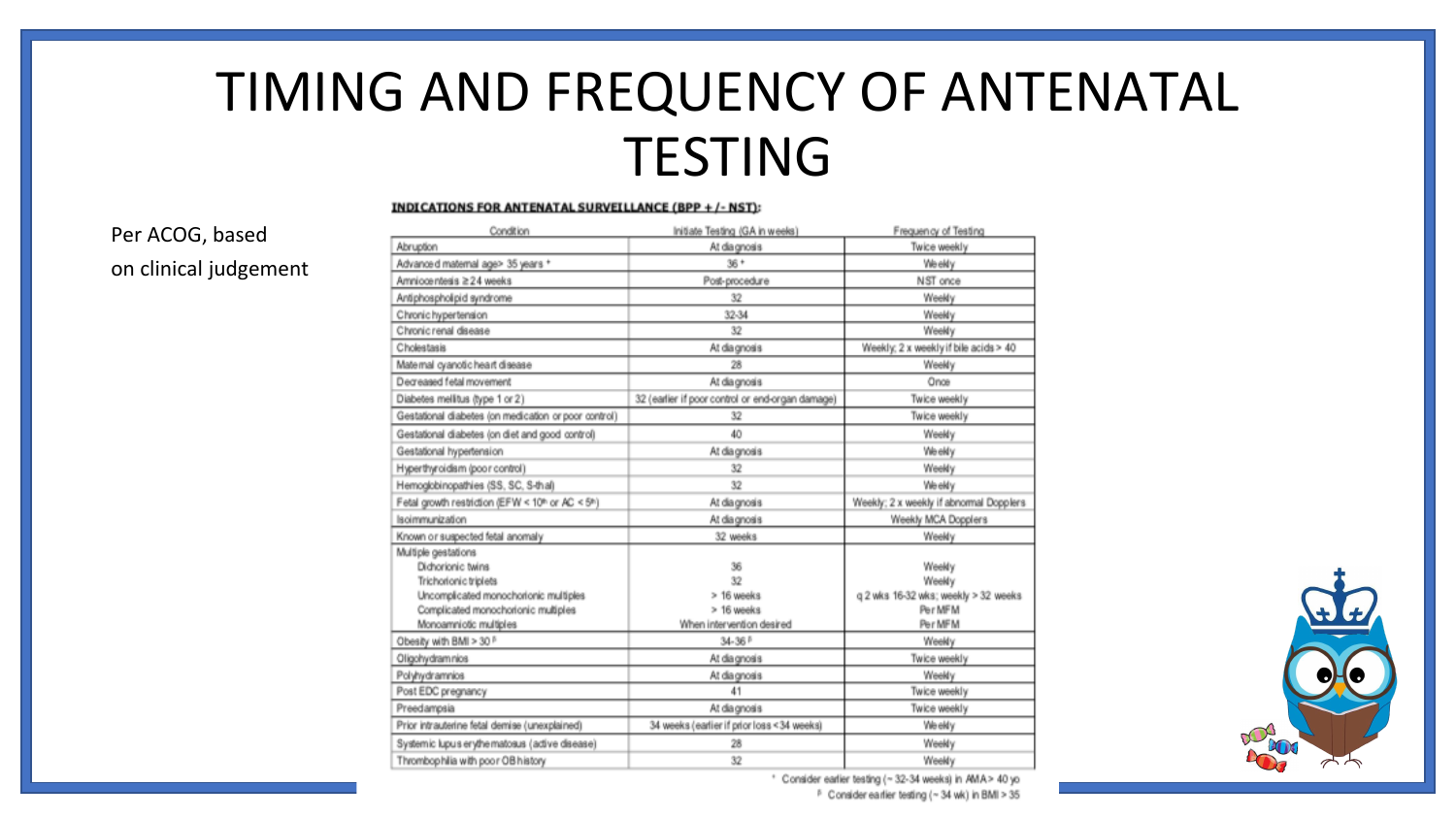# TIMING AND FREQUENCY OF ANTENATAL TESTING

Per ACOG, based on clinical judgement

**INDICATIONS FOR ANTENATAL SURVEILLANCE (BPP + /- NST):**

| Condition | Initiate Testing (GA in weeks) | Frequency of Testing |
|---|---|---|
| Abruption | At diagnosis | Twice weekly |
| Advanced maternal age> 35 years * | 36 * | Weekly |
| Amniocentesis ≥ 24 weeks | Post-procedure | NST once |
| Antiphospholipid syndrome | 32 | Weekly |
| Chronic hypertension | 32-34 | Weekly |
| Chronic renal disease | 32 | Weekly |
| Cholestasis | At diagnosis | Weekly; 2 x weekly if bile acids > 40 |
| Maternal cyanotic heart disease | 28 | Weekly |
| Decreased fetal movement | At diagnosis | Once |
| Diabetes mellitus (type 1 or 2) | 32 (earlier if poor control or end-organ damage) | Twice weekly |
| Gestational diabetes (on medication or poor control) | 32 | Twice weekly |
| Gestational diabetes (on diet and good control) | 40 | Weekly |
| Gestational hypertension | At diagnosis | Weekly |
| Hyperthyroidism (poor control) | 32 | Weekly |
| Hemoglobinopathies (SS, SC, S-thal) | 32 | Weekly |
| Fetal growth restriction (EFW < 10th or AC < 5th) | At diagnosis | Weekly; 2 x weekly if abnormal Dopplers |
| Isoimmunization | At diagnosis | Weekly MCA Dopplers |
| Known or suspected fetal anomaly | 32 weeks | Weekly |
| Multiple gestations | | |
| Dichorionic twins | 36 | Weekly |
| Trichorionic triplets | 32 | Weekly |
| Uncomplicated monochorionic multiples | > 16 weeks | q 2 wks 16-32 wks; weekly > 32 weeks |
| Complicated monochorionic multiples | > 16 weeks | Per MFM |
| Monoamniotic multiples | When intervention desired | Per MFM |
| Obesity with BMI > 30 [β] | 34-36 [β] | Weekly |
| Oligohydramnios | At diagnosis | Twice weekly |
| Polyhydramnios | At diagnosis | Weekly |
| Post EDC pregnancy | 41 | Twice weekly |
| Preeclampsia | At diagnosis | Twice weekly |
| Prior intrauterine fetal demise (unexplained) | 34 weeks (earlier if prior loss < 34 weeks) | Weekly |
| Systemic lupus erythematosus (active disease) | 28 | Weekly |
| Thrombophilia with poor OB history | 32 | Weekly |

* Consider earlier testing (~ 32-34 weeks) in AMA > 40 yo

β Consider earlier testing (~ 34 wk) in BMI > 35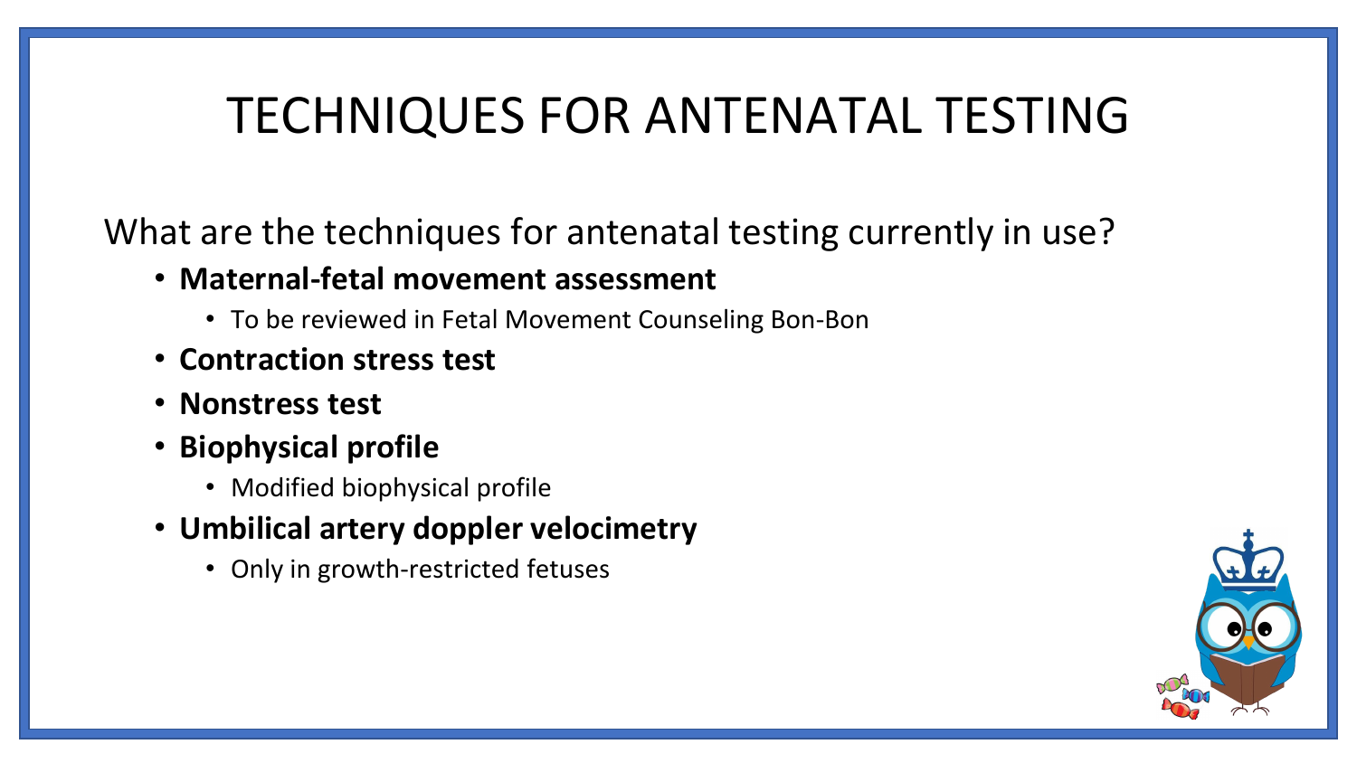# TECHNIQUES FOR ANTENATAL TESTING

What are the techniques for antenatal testing currently in use?

- **Maternal-fetal movement assessment**
  - To be reviewed in Fetal Movement Counseling Bon-Bon
- **Contraction stress test**
- **Nonstress test**
- **Biophysical profile**
  - Modified biophysical profile
- **Umbilical artery doppler velocimetry**
  - Only in growth-restricted fetuses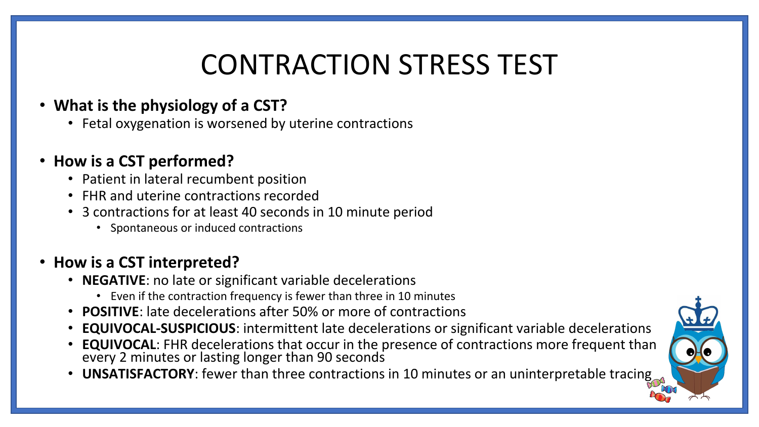# CONTRACTION STRESS TEST

- **What is the physiology of a CST?**
  - Fetal oxygenation is worsened by uterine contractions
- **How is a CST performed?**
  - Patient in lateral recumbent position
  - FHR and uterine contractions recorded
  - 3 contractions for at least 40 seconds in 10 minute period
    - Spontaneous or induced contractions
- **How is a CST interpreted?**
  - **NEGATIVE**: no late or significant variable decelerations
    - Even if the contraction frequency is fewer than three in 10 minutes
  - **POSITIVE**: late decelerations after 50% or more of contractions
  - **EQUIVOCAL-SUSPICIOUS**: intermittent late decelerations or significant variable decelerations
  - **EQUIVOCAL**: FHR decelerations that occur in the presence of contractions more frequent than every 2 minutes or lasting longer than 90 seconds
  - **UNSATISFACTORY**: fewer than three contractions in 10 minutes or an uninterpretable tracing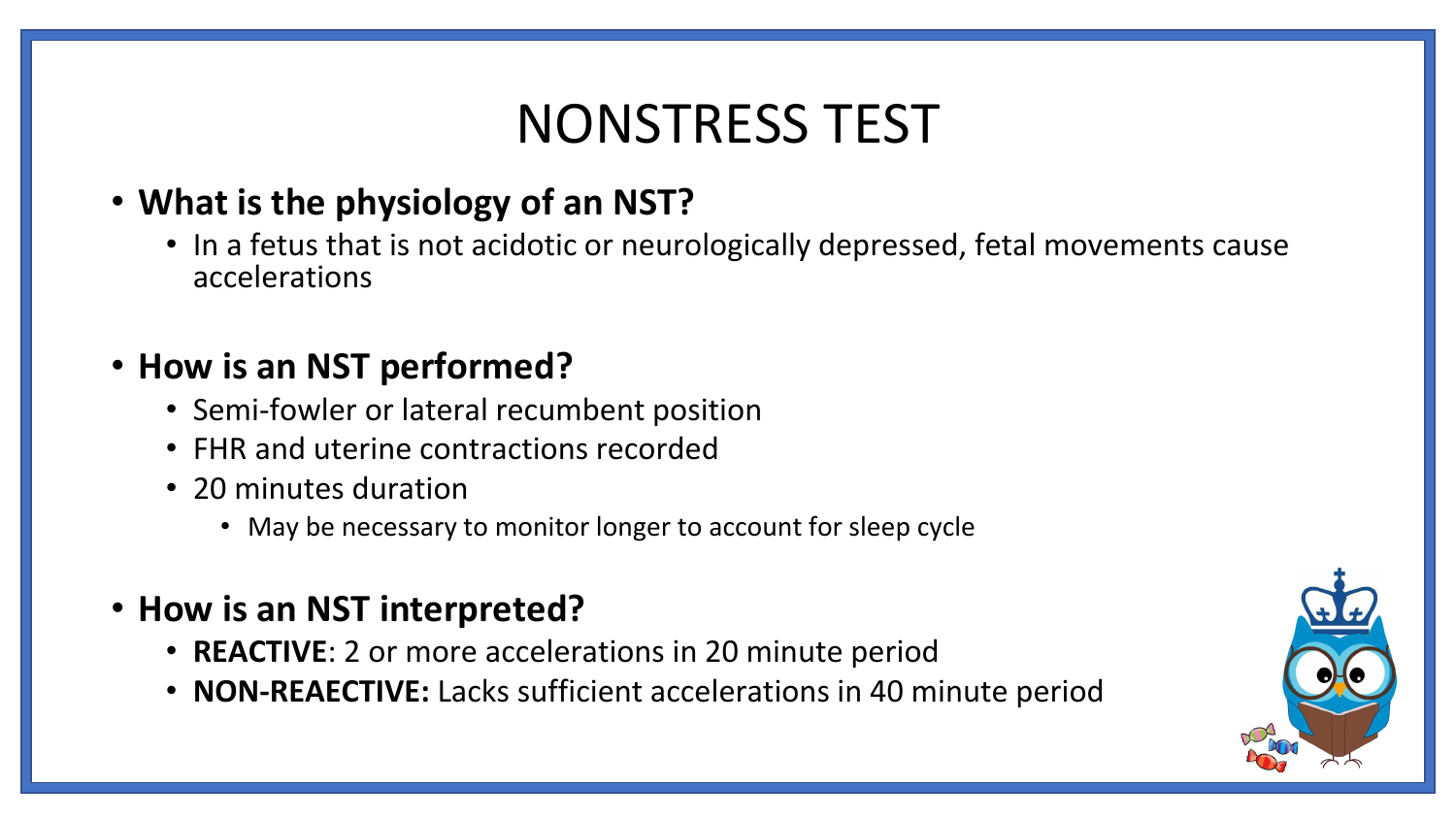# NONSTRESS TEST

- **What is the physiology of an NST?**
  - In a fetus that is not acidotic or neurologically depressed, fetal movements cause accelerations

- **How is an NST performed?**
  - Semi-fowler or lateral recumbent position
  - FHR and uterine contractions recorded
  - 20 minutes duration
    - May be necessary to monitor longer to account for sleep cycle

- **How is an NST interpreted?**
  - **REACTIVE**: 2 or more accelerations in 20 minute period
  - **NON-REAECTIVE:** Lacks sufficient accelerations in 40 minute period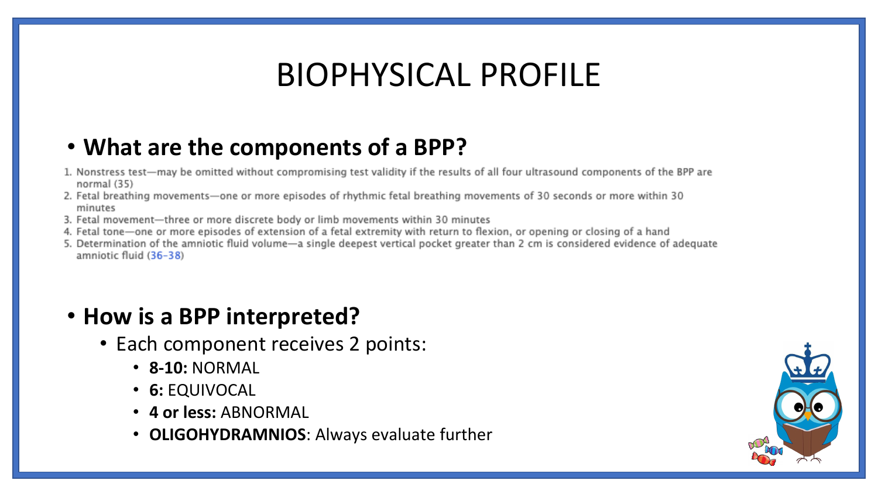# BIOPHYSICAL PROFILE

- **What are the components of a BPP?**

1. Nonstress test—may be omitted without compromising test validity if the results of all four ultrasound components of the BPP are normal (35)
2. Fetal breathing movements—one or more episodes of rhythmic fetal breathing movements of 30 seconds or more within 30 minutes
3. Fetal movement—three or more discrete body or limb movements within 30 minutes
4. Fetal tone—one or more episodes of extension of a fetal extremity with return to flexion, or opening or closing of a hand
5. Determination of the amniotic fluid volume—a single deepest vertical pocket greater than 2 cm is considered evidence of adequate amniotic fluid (36–38)

- **How is a BPP interpreted?**
  - Each component receives 2 points:
    - **8-10:** NORMAL
    - **6:** EQUIVOCAL
    - **4 or less:** ABNORMAL
    - **OLIGOHYDRAMNIOS**: Always evaluate further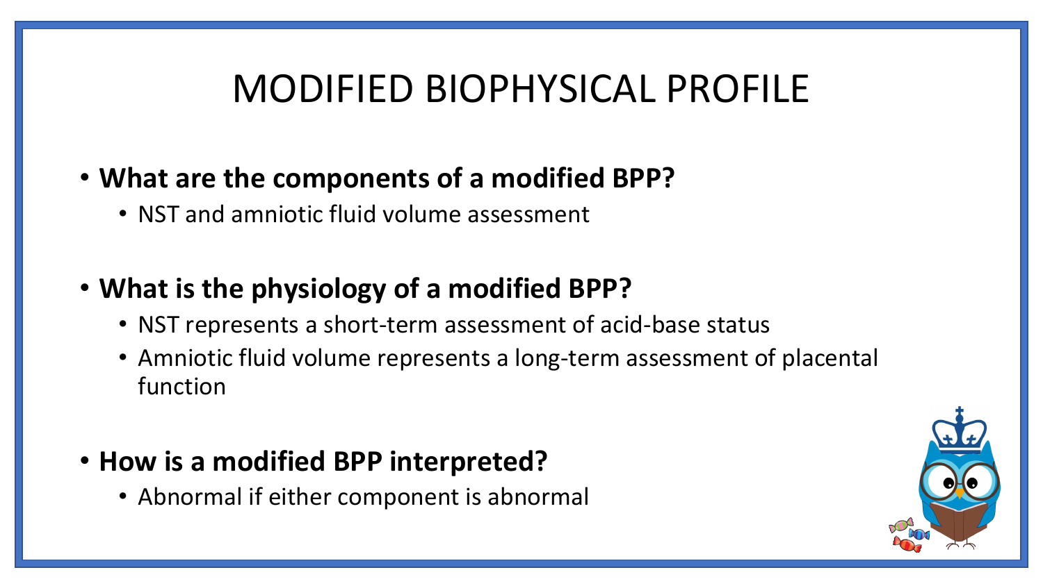# MODIFIED BIOPHYSICAL PROFILE

- **What are the components of a modified BPP?**
  - NST and amniotic fluid volume assessment
- **What is the physiology of a modified BPP?**
  - NST represents a short-term assessment of acid-base status
  - Amniotic fluid volume represents a long-term assessment of placental function
- **How is a modified BPP interpreted?**
  - Abnormal if either component is abnormal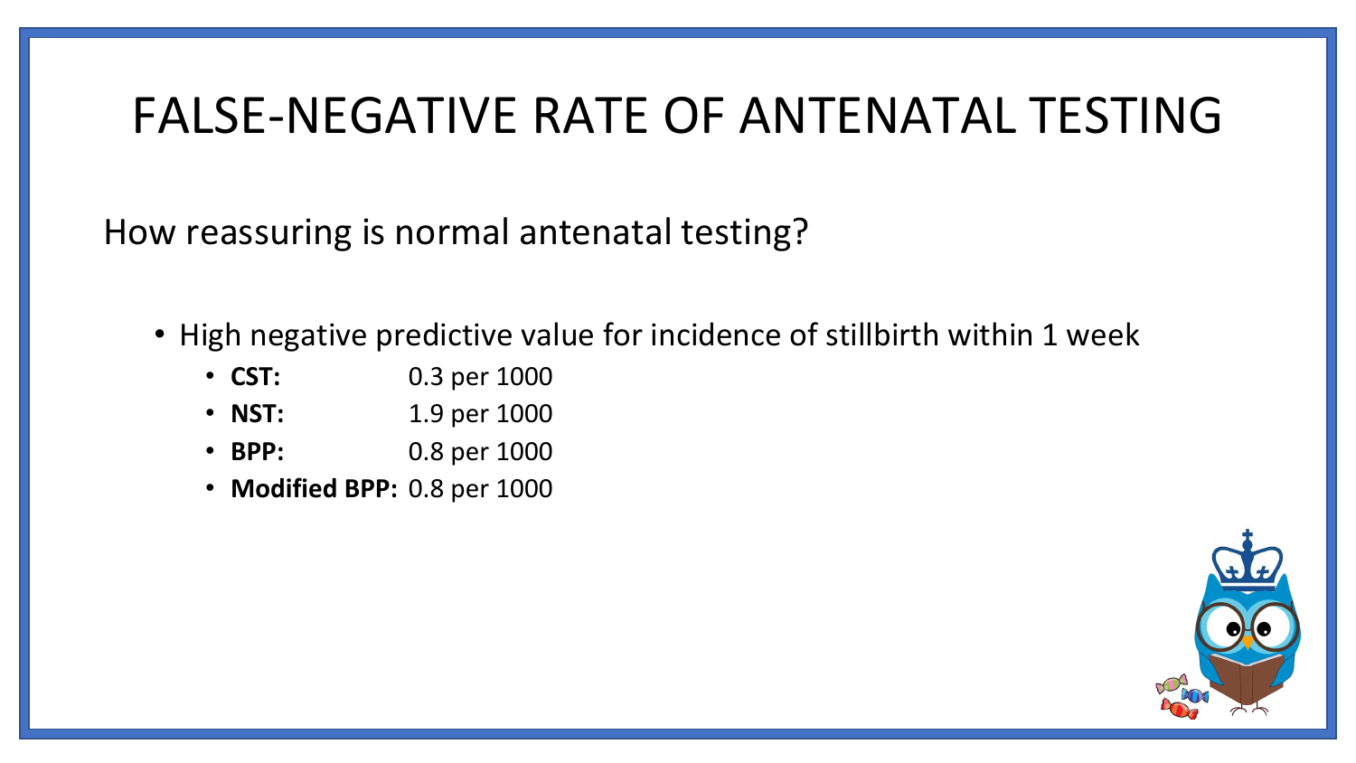# FALSE-NEGATIVE RATE OF ANTENATAL TESTING

How reassuring is normal antenatal testing?

- High negative predictive value for incidence of stillbirth within 1 week
  - **CST:** 0.3 per 1000
  - **NST:** 1.9 per 1000
  - **BPP:** 0.8 per 1000
  - **Modified BPP:** 0.8 per 1000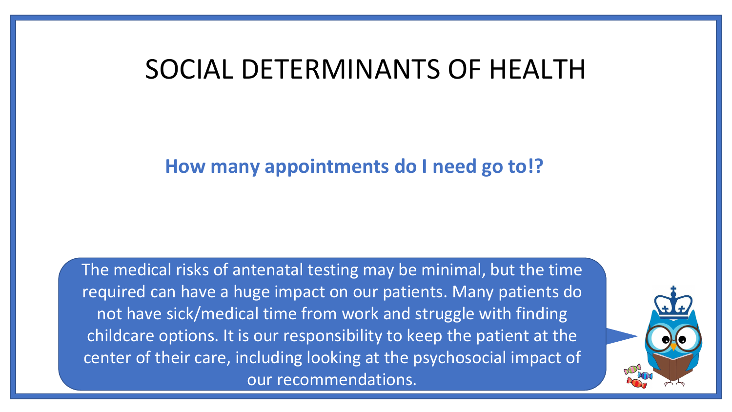# SOCIAL DETERMINANTS OF HEALTH

**How many appointments do I need go to!?**

The medical risks of antenatal testing may be minimal, but the time required can have a huge impact on our patients. Many patients do not have sick/medical time from work and struggle with finding childcare options. It is our responsibility to keep the patient at the center of their care, including looking at the psychosocial impact of our recommendations.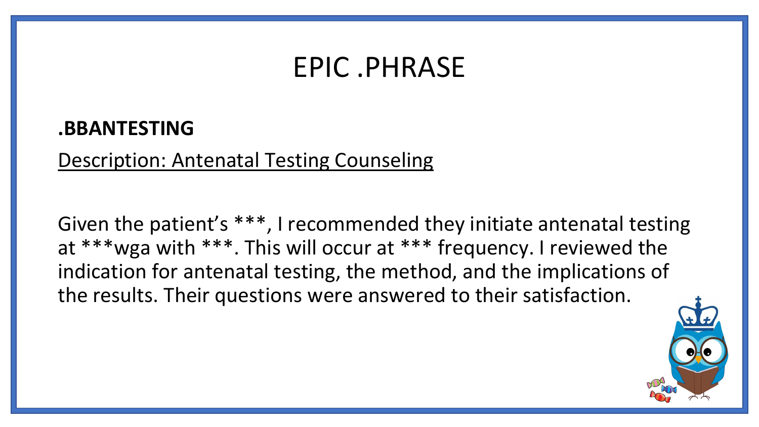# EPIC .PHRASE

**.BBANTESTING**

Description: Antenatal Testing Counseling

Given the patient's ***, I recommended they initiate antenatal testing at ***wga with ***. This will occur at *** frequency. I reviewed the indication for antenatal testing, the method, and the implications of the results. Their questions were answered to their satisfaction.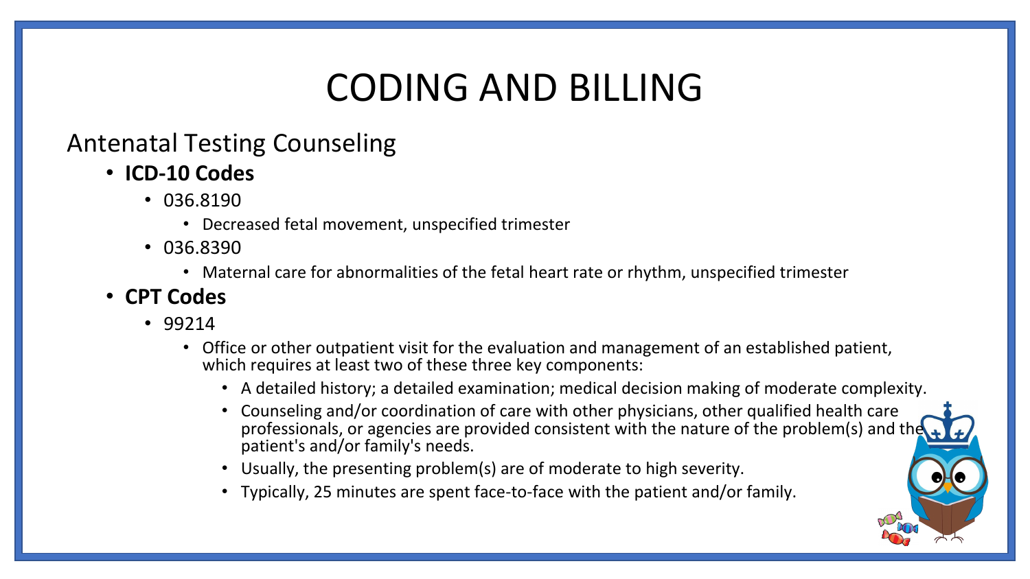# CODING AND BILLING

## Antenatal Testing Counseling

- **ICD-10 Codes**
  - 036.8190
    - Decreased fetal movement, unspecified trimester
  - 036.8390
    - Maternal care for abnormalities of the fetal heart rate or rhythm, unspecified trimester
- **CPT Codes**
  - 99214
    - Office or other outpatient visit for the evaluation and management of an established patient, which requires at least two of these three key components:
      - A detailed history; a detailed examination; medical decision making of moderate complexity.
      - Counseling and/or coordination of care with other physicians, other qualified health care professionals, or agencies are provided consistent with the nature of the problem(s) and the patient's and/or family's needs.
      - Usually, the presenting problem(s) are of moderate to high severity.
      - Typically, 25 minutes are spent face-to-face with the patient and/or family.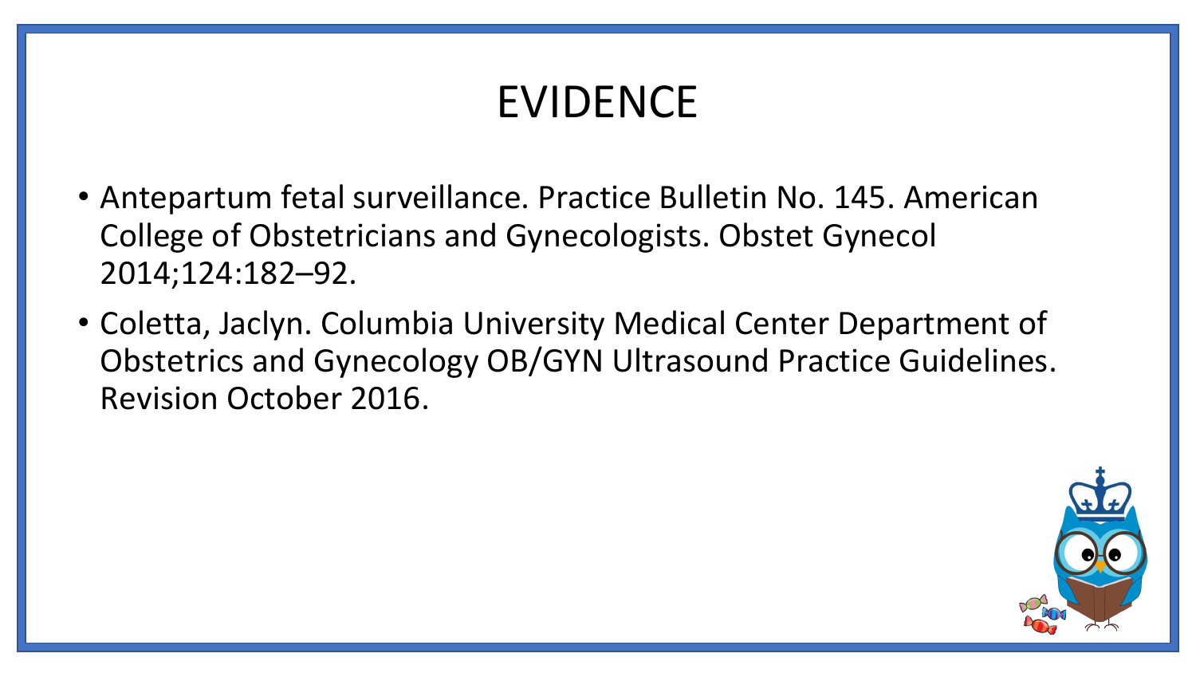# EVIDENCE

- Antepartum fetal surveillance. Practice Bulletin No. 145. American College of Obstetricians and Gynecologists. Obstet Gynecol 2014;124:182–92.
- Coletta, Jaclyn. Columbia University Medical Center Department of Obstetrics and Gynecology OB/GYN Ultrasound Practice Guidelines. Revision October 2016.